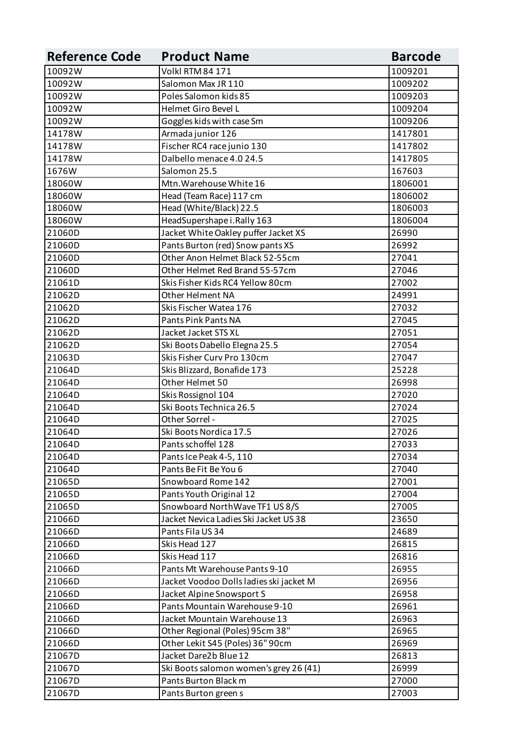| Reference Code | Product Name | Barcode |
| --- | --- | --- |
| 10092W | Volkl RTM 84 171 | 1009201 |
| 10092W | Salomon Max JR 110 | 1009202 |
| 10092W | Poles Salomon kids 85 | 1009203 |
| 10092W | Helmet Giro Bevel L | 1009204 |
| 10092W | Goggles kids with case Sm | 1009206 |
| 14178W | Armada junior 126 | 1417801 |
| 14178W | Fischer RC4 race junio 130 | 1417802 |
| 14178W | Dalbello menace 4.0 24.5 | 1417805 |
| 1676W | Salomon 25.5 | 167603 |
| 18060W | Mtn.Warehouse White 16 | 1806001 |
| 18060W | Head (Team Race) 117 cm | 1806002 |
| 18060W | Head (White/Black) 22.5 | 1806003 |
| 18060W | HeadSupershape i.Rally 163 | 1806004 |
| 21060D | Jacket White Oakley puffer Jacket XS | 26990 |
| 21060D | Pants Burton (red) Snow pants XS | 26992 |
| 21060D | Other Anon Helmet Black 52-55cm | 27041 |
| 21060D | Other Helmet Red Brand 55-57cm | 27046 |
| 21061D | Skis Fisher Kids RC4 Yellow 80cm | 27002 |
| 21062D | Other Helment NA | 24991 |
| 21062D | Skis Fischer Watea 176 | 27032 |
| 21062D | Pants Pink Pants NA | 27045 |
| 21062D | Jacket Jacket STS XL | 27051 |
| 21062D | Ski Boots Dabello Elegna 25.5 | 27054 |
| 21063D | Skis Fisher Curv Pro 130cm | 27047 |
| 21064D | Skis Blizzard, Bonafide 173 | 25228 |
| 21064D | Other Helmet 50 | 26998 |
| 21064D | Skis Rossignol 104 | 27020 |
| 21064D | Ski Boots Technica 26.5 | 27024 |
| 21064D | Other Sorrel - | 27025 |
| 21064D | Ski Boots Nordica 17.5 | 27026 |
| 21064D | Pants schoffel 128 | 27033 |
| 21064D | Pants Ice Peak 4-5, 110 | 27034 |
| 21064D | Pants Be Fit Be You 6 | 27040 |
| 21065D | Snowboard Rome 142 | 27001 |
| 21065D | Pants Youth Original 12 | 27004 |
| 21065D | Snowboard NorthWave TF1 US 8/S | 27005 |
| 21066D | Jacket Nevica Ladies Ski Jacket US 38 | 23650 |
| 21066D | Pants Fila US 34 | 24689 |
| 21066D | Skis Head 127 | 26815 |
| 21066D | Skis Head 117 | 26816 |
| 21066D | Pants Mt Warehouse Pants 9-10 | 26955 |
| 21066D | Jacket Voodoo Dolls ladies ski jacket M | 26956 |
| 21066D | Jacket Alpine Snowsport S | 26958 |
| 21066D | Pants Mountain Warehouse 9-10 | 26961 |
| 21066D | Jacket Mountain Warehouse 13 | 26963 |
| 21066D | Other Regional (Poles) 95cm 38" | 26965 |
| 21066D | Other Lekit S45 (Poles) 36" 90cm | 26969 |
| 21067D | Jacket Dare2b Blue 12 | 26813 |
| 21067D | Ski Boots salomon women's grey 26 (41) | 26999 |
| 21067D | Pants Burton Black m | 27000 |
| 21067D | Pants Burton green s | 27003 |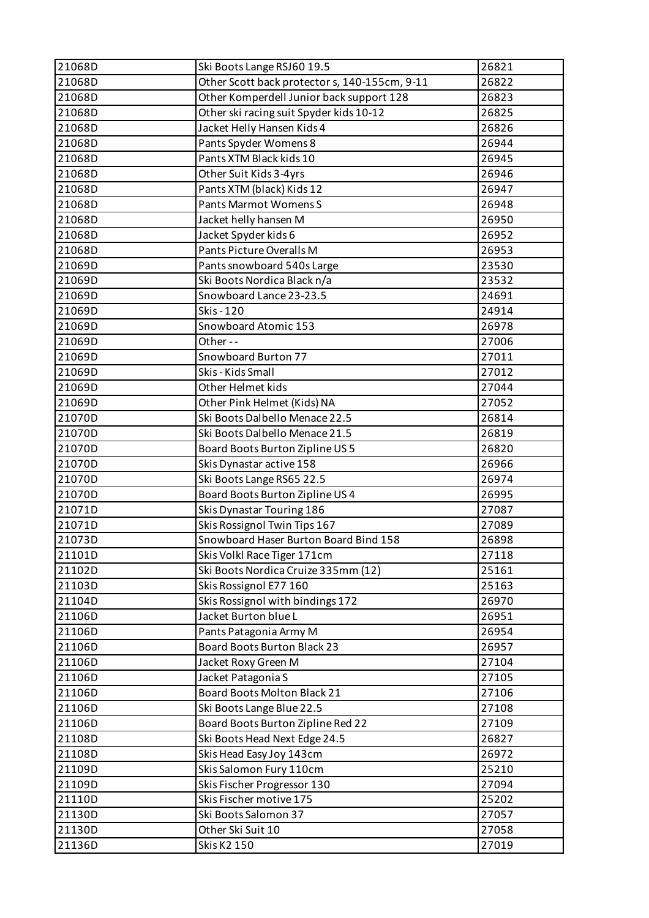| | | |
|---|---|---|
| 21068D | Ski Boots Lange RSJ60 19.5 | 26821 |
| 21068D | Other Scott back protector s, 140-155cm, 9-11 | 26822 |
| 21068D | Other Komperdell Junior back support 128 | 26823 |
| 21068D | Other ski racing suit Spyder kids 10-12 | 26825 |
| 21068D | Jacket Helly Hansen Kids 4 | 26826 |
| 21068D | Pants Spyder Womens 8 | 26944 |
| 21068D | Pants XTM Black kids 10 | 26945 |
| 21068D | Other Suit Kids 3-4yrs | 26946 |
| 21068D | Pants XTM (black) Kids 12 | 26947 |
| 21068D | Pants Marmot Womens S | 26948 |
| 21068D | Jacket helly hansen M | 26950 |
| 21068D | Jacket Spyder kids 6 | 26952 |
| 21068D | Pants Picture Overalls M | 26953 |
| 21069D | Pants snowboard 540s Large | 23530 |
| 21069D | Ski Boots Nordica Black n/a | 23532 |
| 21069D | Snowboard Lance 23-23.5 | 24691 |
| 21069D | Skis - 120 | 24914 |
| 21069D | Snowboard Atomic 153 | 26978 |
| 21069D | Other - - | 27006 |
| 21069D | Snowboard Burton 77 | 27011 |
| 21069D | Skis - Kids Small | 27012 |
| 21069D | Other Helmet kids | 27044 |
| 21069D | Other Pink Helmet (Kids) NA | 27052 |
| 21070D | Ski Boots Dalbello Menace 22.5 | 26814 |
| 21070D | Ski Boots Dalbello Menace 21.5 | 26819 |
| 21070D | Board Boots Burton Zipline US 5 | 26820 |
| 21070D | Skis Dynastar active 158 | 26966 |
| 21070D | Ski Boots Lange RS65 22.5 | 26974 |
| 21070D | Board Boots Burton Zipline US 4 | 26995 |
| 21071D | Skis Dynastar Touring 186 | 27087 |
| 21071D | Skis Rossignol Twin Tips 167 | 27089 |
| 21073D | Snowboard Haser Burton Board Bind 158 | 26898 |
| 21101D | Skis Volkl Race Tiger 171cm | 27118 |
| 21102D | Ski Boots Nordica Cruize 335mm (12) | 25161 |
| 21103D | Skis Rossignol E77 160 | 25163 |
| 21104D | Skis Rossignol with bindings 172 | 26970 |
| 21106D | Jacket Burton blue L | 26951 |
| 21106D | Pants Patagonia Army M | 26954 |
| 21106D | Board Boots Burton Black 23 | 26957 |
| 21106D | Jacket Roxy Green M | 27104 |
| 21106D | Jacket Patagonia S | 27105 |
| 21106D | Board Boots Molton Black 21 | 27106 |
| 21106D | Ski Boots Lange Blue 22.5 | 27108 |
| 21106D | Board Boots Burton Zipline Red 22 | 27109 |
| 21108D | Ski Boots Head Next Edge 24.5 | 26827 |
| 21108D | Skis Head Easy Joy 143cm | 26972 |
| 21109D | Skis Salomon Fury 110cm | 25210 |
| 21109D | Skis Fischer Progressor 130 | 27094 |
| 21110D | Skis Fischer motive 175 | 25202 |
| 21130D | Ski Boots Salomon 37 | 27057 |
| 21130D | Other Ski Suit 10 | 27058 |
| 21136D | Skis K2 150 | 27019 |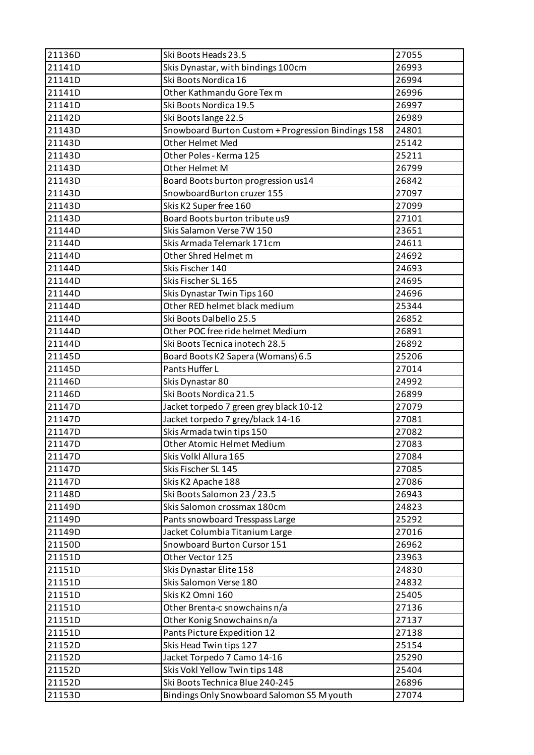| | | |
|---|---|---|
| 21136D | Ski Boots Heads 23.5 | 27055 |
| 21141D | Skis Dynastar, with bindings 100cm | 26993 |
| 21141D | Ski Boots Nordica 16 | 26994 |
| 21141D | Other Kathmandu Gore Tex m | 26996 |
| 21141D | Ski Boots Nordica 19.5 | 26997 |
| 21142D | Ski Boots lange 22.5 | 26989 |
| 21143D | Snowboard Burton Custom + Progression Bindings 158 | 24801 |
| 21143D | Other Helmet Med | 25142 |
| 21143D | Other Poles - Kerma 125 | 25211 |
| 21143D | Other Helmet M | 26799 |
| 21143D | Board Boots burton progression us14 | 26842 |
| 21143D | SnowboardBurton cruzer 155 | 27097 |
| 21143D | Skis K2 Super free 160 | 27099 |
| 21143D | Board Boots burton tribute us9 | 27101 |
| 21144D | Skis Salamon Verse 7W 150 | 23651 |
| 21144D | Skis Armada Telemark 171cm | 24611 |
| 21144D | Other Shred Helmet m | 24692 |
| 21144D | Skis Fischer 140 | 24693 |
| 21144D | Skis Fischer SL 165 | 24695 |
| 21144D | Skis Dynastar Twin Tips 160 | 24696 |
| 21144D | Other RED helmet black medium | 25344 |
| 21144D | Ski Boots Dalbello 25.5 | 26852 |
| 21144D | Other POC free ride helmet Medium | 26891 |
| 21144D | Ski Boots Tecnica inotech 28.5 | 26892 |
| 21145D | Board Boots K2 Sapera (Womans) 6.5 | 25206 |
| 21145D | Pants Huffer L | 27014 |
| 21146D | Skis Dynastar 80 | 24992 |
| 21146D | Ski Boots Nordica 21.5 | 26899 |
| 21147D | Jacket torpedo 7 green grey black 10-12 | 27079 |
| 21147D | Jacket torpedo 7 grey/black 14-16 | 27081 |
| 21147D | Skis Armada twin tips 150 | 27082 |
| 21147D | Other Atomic Helmet Medium | 27083 |
| 21147D | Skis Volkl Allura 165 | 27084 |
| 21147D | Skis Fischer SL 145 | 27085 |
| 21147D | Skis K2 Apache 188 | 27086 |
| 21148D | Ski Boots Salomon 23 / 23.5 | 26943 |
| 21149D | Skis Salomon crossmax 180cm | 24823 |
| 21149D | Pants snowboard Tresspass Large | 25292 |
| 21149D | Jacket Columbia Titanium Large | 27016 |
| 21150D | Snowboard Burton Cursor 151 | 26962 |
| 21151D | Other Vector 125 | 23963 |
| 21151D | Skis Dynastar Elite 158 | 24830 |
| 21151D | Skis Salomon Verse 180 | 24832 |
| 21151D | Skis K2 Omni 160 | 25405 |
| 21151D | Other Brenta-c snowchains n/a | 27136 |
| 21151D | Other Konig Snowchains n/a | 27137 |
| 21151D | Pants Picture Expedition 12 | 27138 |
| 21152D | Skis Head Twin tips 127 | 25154 |
| 21152D | Jacket Torpedo 7 Camo 14-16 | 25290 |
| 21152D | Skis Vokl Yellow Twin tips 148 | 25404 |
| 21152D | Ski Boots Technica Blue 240-245 | 26896 |
| 21153D | Bindings Only Snowboard Salomon S5 M youth | 27074 |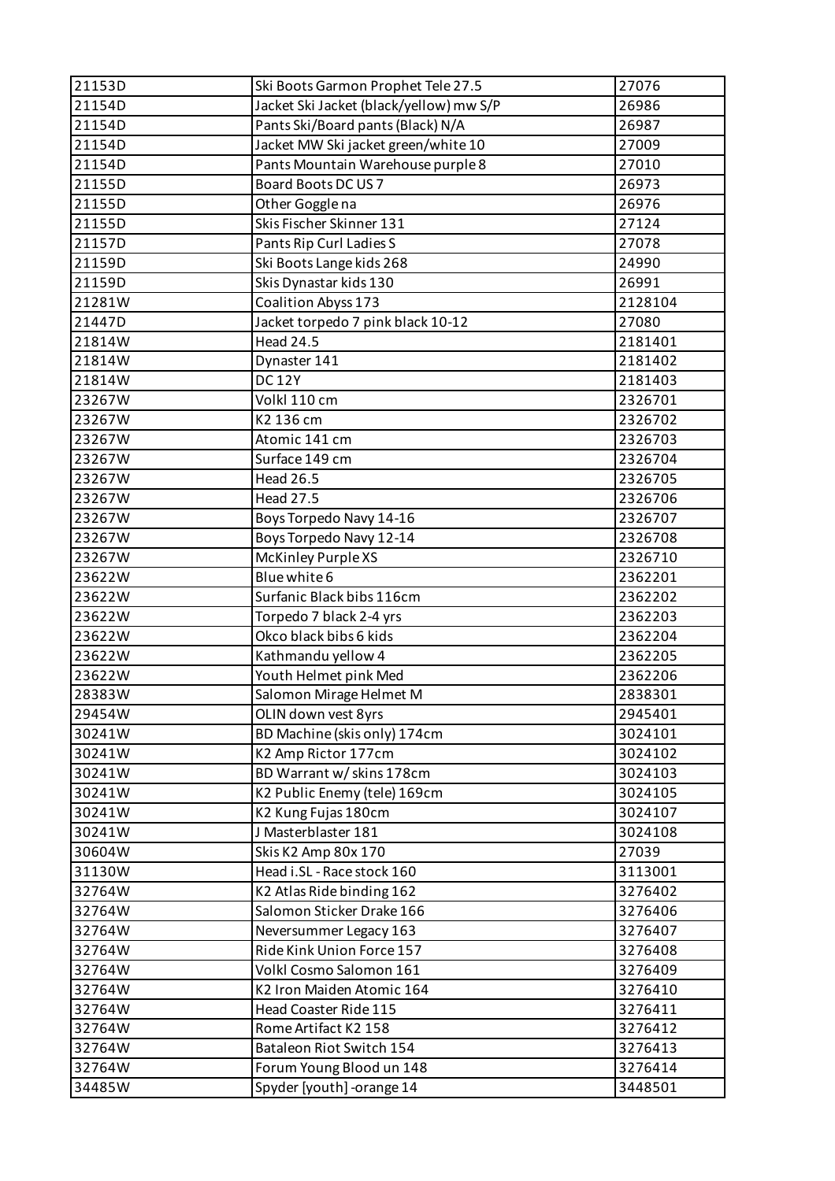| | | |
|---|---|---|
| 21153D | Ski Boots Garmon Prophet Tele 27.5 | 27076 |
| 21154D | Jacket Ski Jacket (black/yellow) mw S/P | 26986 |
| 21154D | Pants Ski/Board pants (Black) N/A | 26987 |
| 21154D | Jacket MW Ski jacket green/white 10 | 27009 |
| 21154D | Pants Mountain Warehouse purple 8 | 27010 |
| 21155D | Board Boots DC US 7 | 26973 |
| 21155D | Other Goggle na | 26976 |
| 21155D | Skis Fischer Skinner 131 | 27124 |
| 21157D | Pants Rip Curl Ladies S | 27078 |
| 21159D | Ski Boots Lange kids 268 | 24990 |
| 21159D | Skis Dynastar kids 130 | 26991 |
| 21281W | Coalition Abyss 173 | 2128104 |
| 21447D | Jacket torpedo 7 pink black 10-12 | 27080 |
| 21814W | Head 24.5 | 2181401 |
| 21814W | Dynaster 141 | 2181402 |
| 21814W | DC 12Y | 2181403 |
| 23267W | Volkl 110 cm | 2326701 |
| 23267W | K2 136 cm | 2326702 |
| 23267W | Atomic 141 cm | 2326703 |
| 23267W | Surface 149 cm | 2326704 |
| 23267W | Head 26.5 | 2326705 |
| 23267W | Head 27.5 | 2326706 |
| 23267W | Boys Torpedo Navy 14-16 | 2326707 |
| 23267W | Boys Torpedo Navy 12-14 | 2326708 |
| 23267W | McKinley Purple XS | 2326710 |
| 23622W | Blue white 6 | 2362201 |
| 23622W | Surfanic Black bibs 116cm | 2362202 |
| 23622W | Torpedo 7 black 2-4 yrs | 2362203 |
| 23622W | Okco black bibs 6 kids | 2362204 |
| 23622W | Kathmandu yellow 4 | 2362205 |
| 23622W | Youth Helmet pink Med | 2362206 |
| 28383W | Salomon Mirage Helmet M | 2838301 |
| 29454W | OLIN down vest 8yrs | 2945401 |
| 30241W | BD Machine (skis only) 174cm | 3024101 |
| 30241W | K2 Amp Rictor 177cm | 3024102 |
| 30241W | BD Warrant w/ skins 178cm | 3024103 |
| 30241W | K2 Public Enemy (tele) 169cm | 3024105 |
| 30241W | K2 Kung Fujas 180cm | 3024107 |
| 30241W | J Masterblaster 181 | 3024108 |
| 30604W | Skis K2 Amp 80x 170 | 27039 |
| 31130W | Head i.SL - Race stock 160 | 3113001 |
| 32764W | K2 Atlas Ride binding 162 | 3276402 |
| 32764W | Salomon Sticker Drake 166 | 3276406 |
| 32764W | Neversummer Legacy 163 | 3276407 |
| 32764W | Ride Kink Union Force 157 | 3276408 |
| 32764W | Volkl Cosmo Salomon 161 | 3276409 |
| 32764W | K2 Iron Maiden Atomic 164 | 3276410 |
| 32764W | Head Coaster Ride 115 | 3276411 |
| 32764W | Rome Artifact K2 158 | 3276412 |
| 32764W | Bataleon Riot Switch 154 | 3276413 |
| 32764W | Forum Young Blood un 148 | 3276414 |
| 34485W | Spyder [youth] -orange 14 | 3448501 |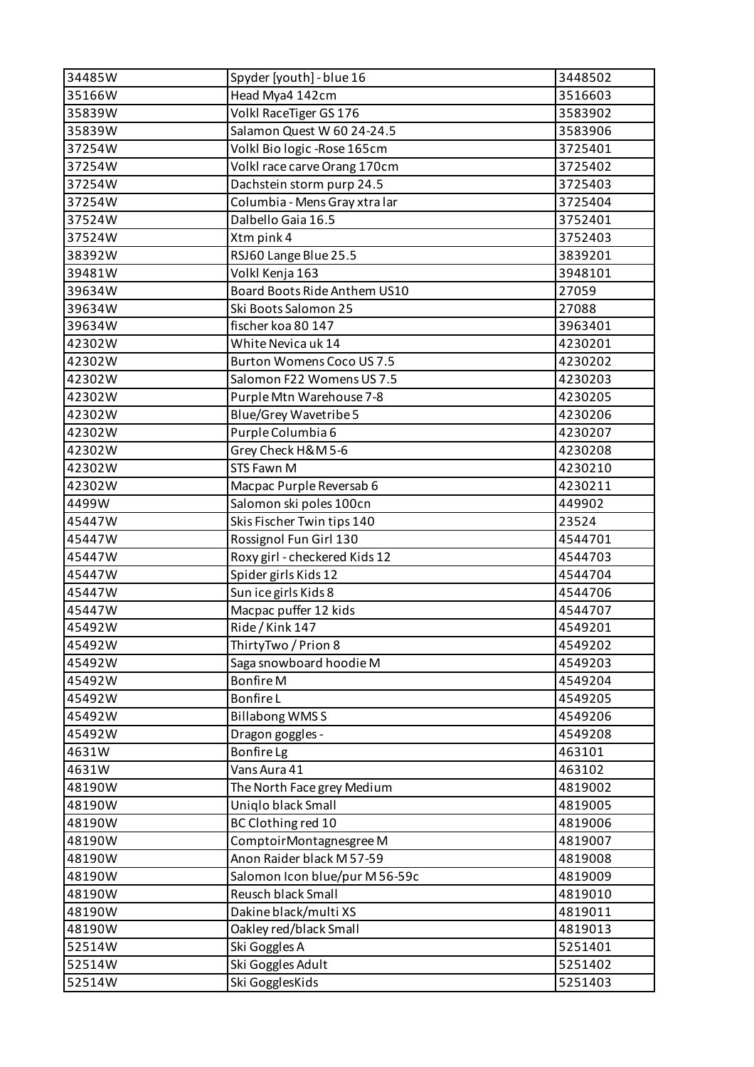| | | |
|---|---|---|
| 34485W | Spyder [youth] - blue 16 | 3448502 |
| 35166W | Head Mya4 142cm | 3516603 |
| 35839W | Volkl RaceTiger GS 176 | 3583902 |
| 35839W | Salamon Quest W 60 24-24.5 | 3583906 |
| 37254W | Volkl Bio logic -Rose 165cm | 3725401 |
| 37254W | Volkl race carve Orang 170cm | 3725402 |
| 37254W | Dachstein storm purp 24.5 | 3725403 |
| 37254W | Columbia - Mens Gray xtra lar | 3725404 |
| 37524W | Dalbello Gaia 16.5 | 3752401 |
| 37524W | Xtm pink 4 | 3752403 |
| 38392W | RSJ60 Lange Blue 25.5 | 3839201 |
| 39481W | Volkl Kenja 163 | 3948101 |
| 39634W | Board Boots Ride Anthem US10 | 27059 |
| 39634W | Ski Boots Salomon 25 | 27088 |
| 39634W | fischer koa 80 147 | 3963401 |
| 42302W | White Nevica uk 14 | 4230201 |
| 42302W | Burton Womens Coco US 7.5 | 4230202 |
| 42302W | Salomon F22 Womens US 7.5 | 4230203 |
| 42302W | Purple Mtn Warehouse 7-8 | 4230205 |
| 42302W | Blue/Grey Wavetribe 5 | 4230206 |
| 42302W | Purple Columbia 6 | 4230207 |
| 42302W | Grey Check H&M 5-6 | 4230208 |
| 42302W | STS Fawn M | 4230210 |
| 42302W | Macpac Purple Reversab 6 | 4230211 |
| 4499W | Salomon ski poles 100cn | 449902 |
| 45447W | Skis Fischer Twin tips 140 | 23524 |
| 45447W | Rossignol Fun Girl 130 | 4544701 |
| 45447W | Roxy girl - checkered Kids 12 | 4544703 |
| 45447W | Spider girls Kids 12 | 4544704 |
| 45447W | Sun ice girls Kids 8 | 4544706 |
| 45447W | Macpac puffer 12 kids | 4544707 |
| 45492W | Ride / Kink 147 | 4549201 |
| 45492W | ThirtyTwo / Prion 8 | 4549202 |
| 45492W | Saga snowboard hoodie M | 4549203 |
| 45492W | Bonfire M | 4549204 |
| 45492W | Bonfire L | 4549205 |
| 45492W | Billabong WMS S | 4549206 |
| 45492W | Dragon goggles - | 4549208 |
| 4631W | Bonfire Lg | 463101 |
| 4631W | Vans Aura 41 | 463102 |
| 48190W | The North Face grey Medium | 4819002 |
| 48190W | Uniqlo black Small | 4819005 |
| 48190W | BC Clothing red 10 | 4819006 |
| 48190W | ComptoirMontagnesgree M | 4819007 |
| 48190W | Anon Raider black M 57-59 | 4819008 |
| 48190W | Salomon Icon blue/pur M 56-59c | 4819009 |
| 48190W | Reusch black Small | 4819010 |
| 48190W | Dakine black/multi XS | 4819011 |
| 48190W | Oakley red/black Small | 4819013 |
| 52514W | Ski Goggles A | 5251401 |
| 52514W | Ski Goggles Adult | 5251402 |
| 52514W | Ski GogglesKids | 5251403 |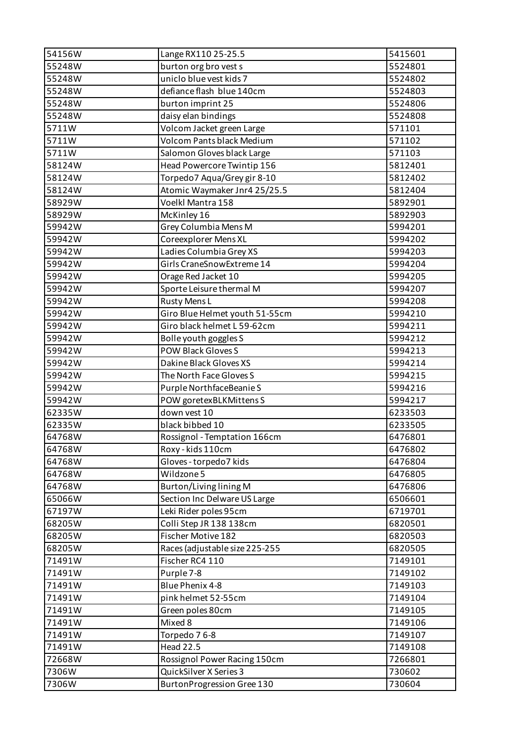| | | |
|---|---|---|
| 54156W | Lange RX110 25-25.5 | 5415601 |
| 55248W | burton org bro vest s | 5524801 |
| 55248W | uniclo blue vest kids 7 | 5524802 |
| 55248W | defiance flash blue 140cm | 5524803 |
| 55248W | burton imprint 25 | 5524806 |
| 55248W | daisy elan bindings | 5524808 |
| 5711W | Volcom Jacket green Large | 571101 |
| 5711W | Volcom Pants black Medium | 571102 |
| 5711W | Salomon Gloves black Large | 571103 |
| 58124W | Head Powercore Twintip 156 | 5812401 |
| 58124W | Torpedo7 Aqua/Grey gir 8-10 | 5812402 |
| 58124W | Atomic Waymaker Jnr4 25/25.5 | 5812404 |
| 58929W | Voelkl Mantra 158 | 5892901 |
| 58929W | McKinley 16 | 5892903 |
| 59942W | Grey Columbia Mens M | 5994201 |
| 59942W | Coreexplorer Mens XL | 5994202 |
| 59942W | Ladies Columbia Grey XS | 5994203 |
| 59942W | Girls CraneSnowExtreme 14 | 5994204 |
| 59942W | Orage Red Jacket 10 | 5994205 |
| 59942W | Sporte Leisure thermal M | 5994207 |
| 59942W | Rusty Mens L | 5994208 |
| 59942W | Giro Blue Helmet youth 51-55cm | 5994210 |
| 59942W | Giro black helmet L 59-62cm | 5994211 |
| 59942W | Bolle youth goggles S | 5994212 |
| 59942W | POW Black Gloves S | 5994213 |
| 59942W | Dakine Black Gloves XS | 5994214 |
| 59942W | The North Face Gloves S | 5994215 |
| 59942W | Purple NorthfaceBeanie S | 5994216 |
| 59942W | POW goretexBLKMittens S | 5994217 |
| 62335W | down vest 10 | 6233503 |
| 62335W | black bibbed 10 | 6233505 |
| 64768W | Rossignol - Temptation 166cm | 6476801 |
| 64768W | Roxy - kids 110cm | 6476802 |
| 64768W | Gloves - torpedo7 kids | 6476804 |
| 64768W | Wildzone 5 | 6476805 |
| 64768W | Burton/Living lining M | 6476806 |
| 65066W | Section Inc Delware US Large | 6506601 |
| 67197W | Leki Rider poles 95cm | 6719701 |
| 68205W | Colli Step JR 138 138cm | 6820501 |
| 68205W | Fischer Motive 182 | 6820503 |
| 68205W | Races (adjustable size 225-255 | 6820505 |
| 71491W | Fischer RC4 110 | 7149101 |
| 71491W | Purple 7-8 | 7149102 |
| 71491W | Blue Phenix 4-8 | 7149103 |
| 71491W | pink helmet 52-55cm | 7149104 |
| 71491W | Green poles 80cm | 7149105 |
| 71491W | Mixed 8 | 7149106 |
| 71491W | Torpedo 7 6-8 | 7149107 |
| 71491W | Head 22.5 | 7149108 |
| 72668W | Rossignol Power Racing 150cm | 7266801 |
| 7306W | QuickSilver X Series 3 | 730602 |
| 7306W | BurtonProgression Gree 130 | 730604 |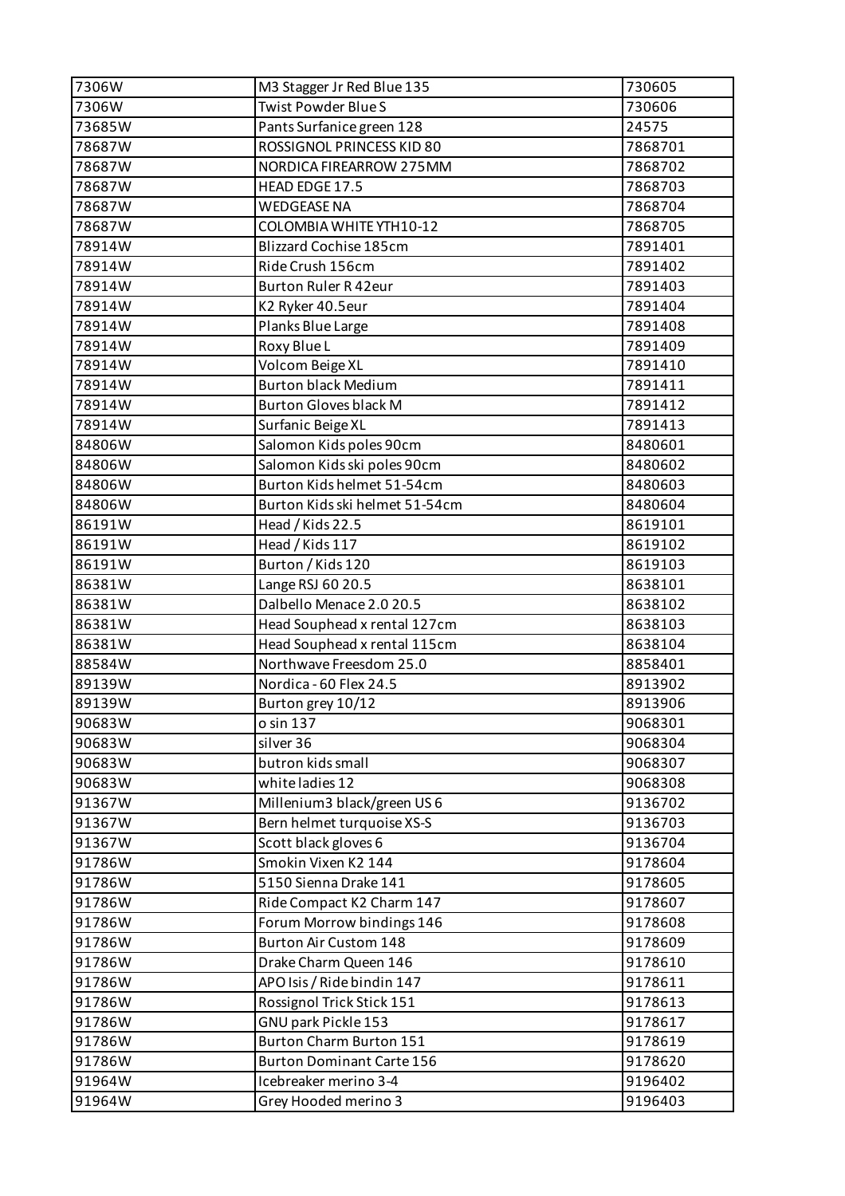| | | |
|---|---|---|
| 7306W | M3 Stagger Jr Red Blue 135 | 730605 |
| 7306W | Twist Powder Blue S | 730606 |
| 73685W | Pants Surfanice green 128 | 24575 |
| 78687W | ROSSIGNOL PRINCESS KID 80 | 7868701 |
| 78687W | NORDICA FIREARROW 275MM | 7868702 |
| 78687W | HEAD EDGE 17.5 | 7868703 |
| 78687W | WEDGEASE NA | 7868704 |
| 78687W | COLOMBIA WHITE YTH10-12 | 7868705 |
| 78914W | Blizzard Cochise 185cm | 7891401 |
| 78914W | Ride Crush 156cm | 7891402 |
| 78914W | Burton Ruler R 42eur | 7891403 |
| 78914W | K2 Ryker 40.5eur | 7891404 |
| 78914W | Planks Blue Large | 7891408 |
| 78914W | Roxy Blue L | 7891409 |
| 78914W | Volcom Beige XL | 7891410 |
| 78914W | Burton black Medium | 7891411 |
| 78914W | Burton Gloves black M | 7891412 |
| 78914W | Surfanic Beige XL | 7891413 |
| 84806W | Salomon Kids poles 90cm | 8480601 |
| 84806W | Salomon Kids ski poles 90cm | 8480602 |
| 84806W | Burton Kids helmet 51-54cm | 8480603 |
| 84806W | Burton Kids ski helmet 51-54cm | 8480604 |
| 86191W | Head / Kids 22.5 | 8619101 |
| 86191W | Head / Kids 117 | 8619102 |
| 86191W | Burton / Kids 120 | 8619103 |
| 86381W | Lange RSJ 60 20.5 | 8638101 |
| 86381W | Dalbello Menace 2.0 20.5 | 8638102 |
| 86381W | Head Souphead x rental 127cm | 8638103 |
| 86381W | Head Souphead x rental 115cm | 8638104 |
| 88584W | Northwave Freesdom 25.0 | 8858401 |
| 89139W | Nordica - 60 Flex 24.5 | 8913902 |
| 89139W | Burton grey 10/12 | 8913906 |
| 90683W | o sin 137 | 9068301 |
| 90683W | silver 36 | 9068304 |
| 90683W | butron kids small | 9068307 |
| 90683W | white ladies 12 | 9068308 |
| 91367W | Millenium3 black/green US 6 | 9136702 |
| 91367W | Bern helmet turquoise XS-S | 9136703 |
| 91367W | Scott black gloves 6 | 9136704 |
| 91786W | Smokin Vixen K2 144 | 9178604 |
| 91786W | 5150 Sienna Drake 141 | 9178605 |
| 91786W | Ride Compact K2 Charm 147 | 9178607 |
| 91786W | Forum Morrow bindings 146 | 9178608 |
| 91786W | Burton Air Custom 148 | 9178609 |
| 91786W | Drake Charm Queen 146 | 9178610 |
| 91786W | APO Isis / Ride bindin 147 | 9178611 |
| 91786W | Rossignol Trick Stick 151 | 9178613 |
| 91786W | GNU park Pickle 153 | 9178617 |
| 91786W | Burton Charm Burton 151 | 9178619 |
| 91786W | Burton Dominant Carte 156 | 9178620 |
| 91964W | Icebreaker merino 3-4 | 9196402 |
| 91964W | Grey Hooded merino 3 | 9196403 |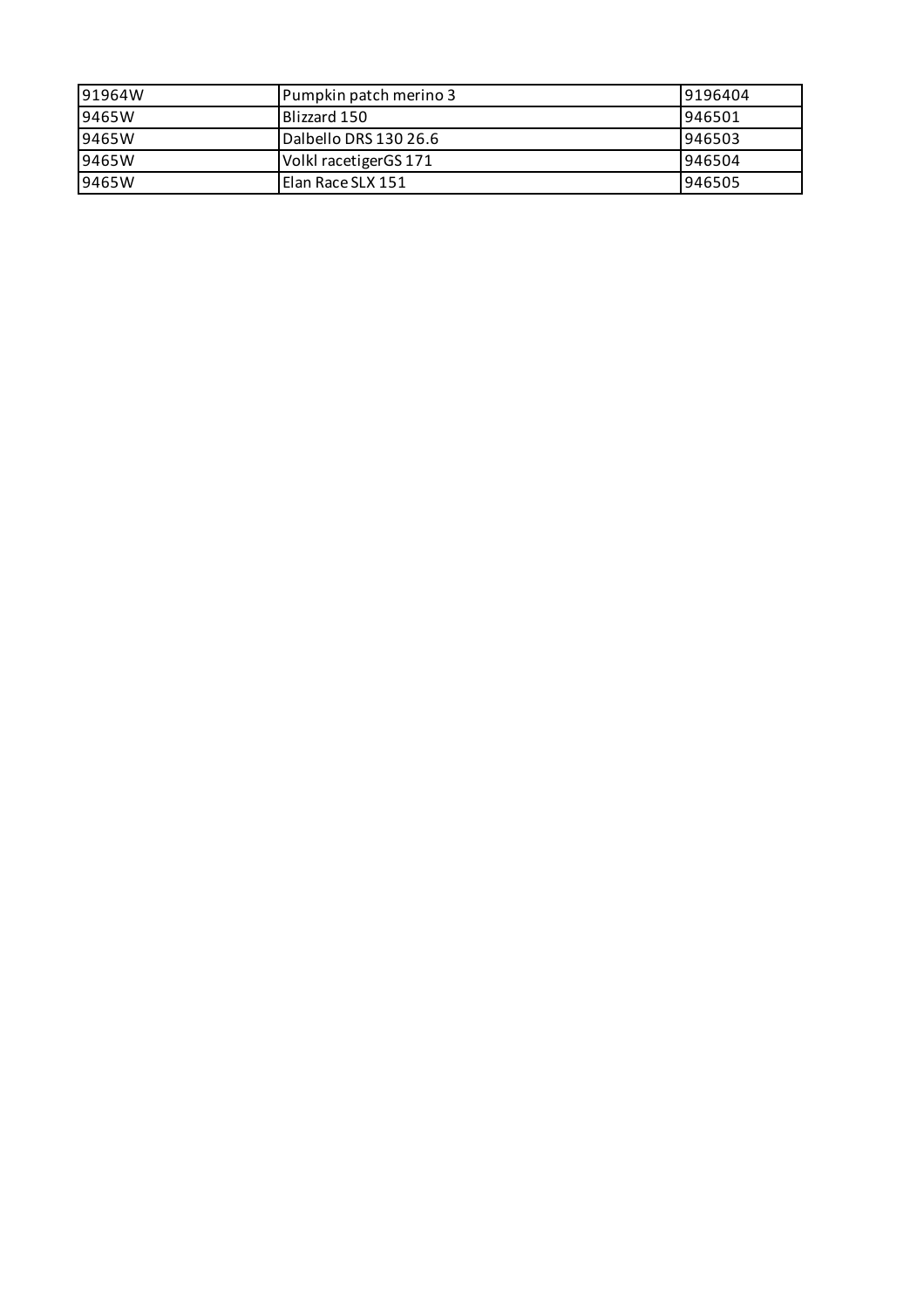| | | |
|---|---|---|
| 91964W | Pumpkin patch merino 3 | 9196404 |
| 9465W | Blizzard 150 | 946501 |
| 9465W | Dalbello DRS 130 26.6 | 946503 |
| 9465W | Volkl racetigerGS 171 | 946504 |
| 9465W | Elan Race SLX 151 | 946505 |